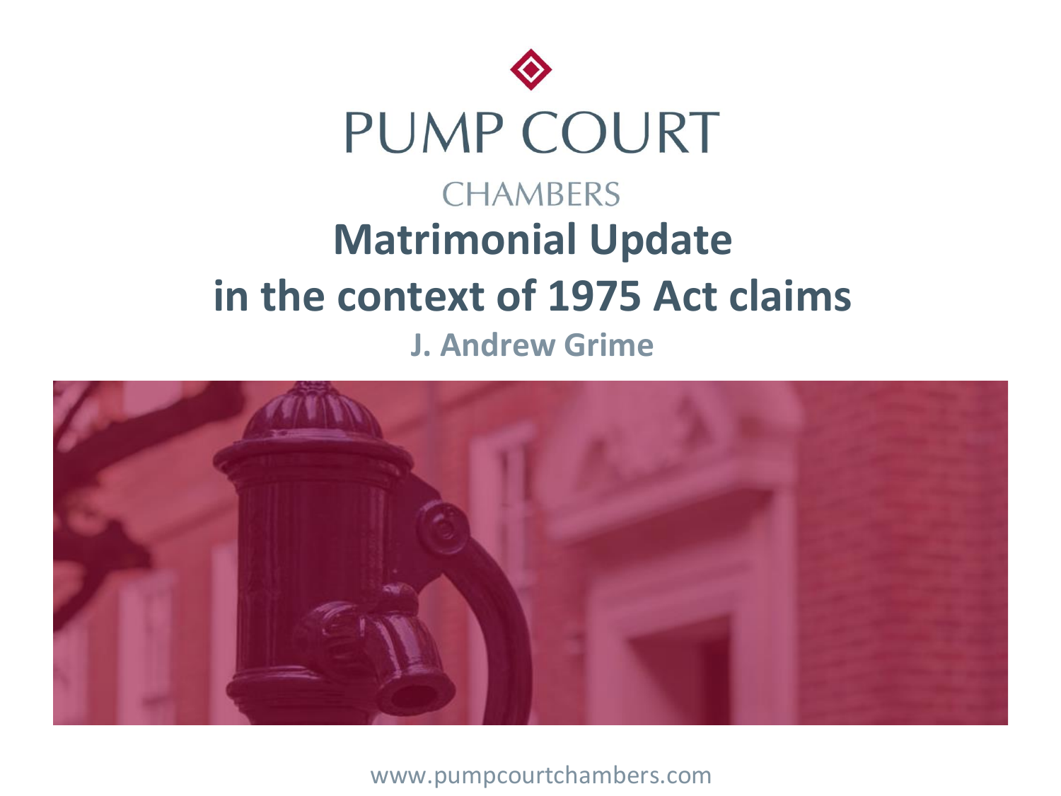PUMP COURT

CHAMBERS

# Matrimonial Update in the context of 1975 Act claims

**J. Andrew Grime**

www.pumpcourtchambers.com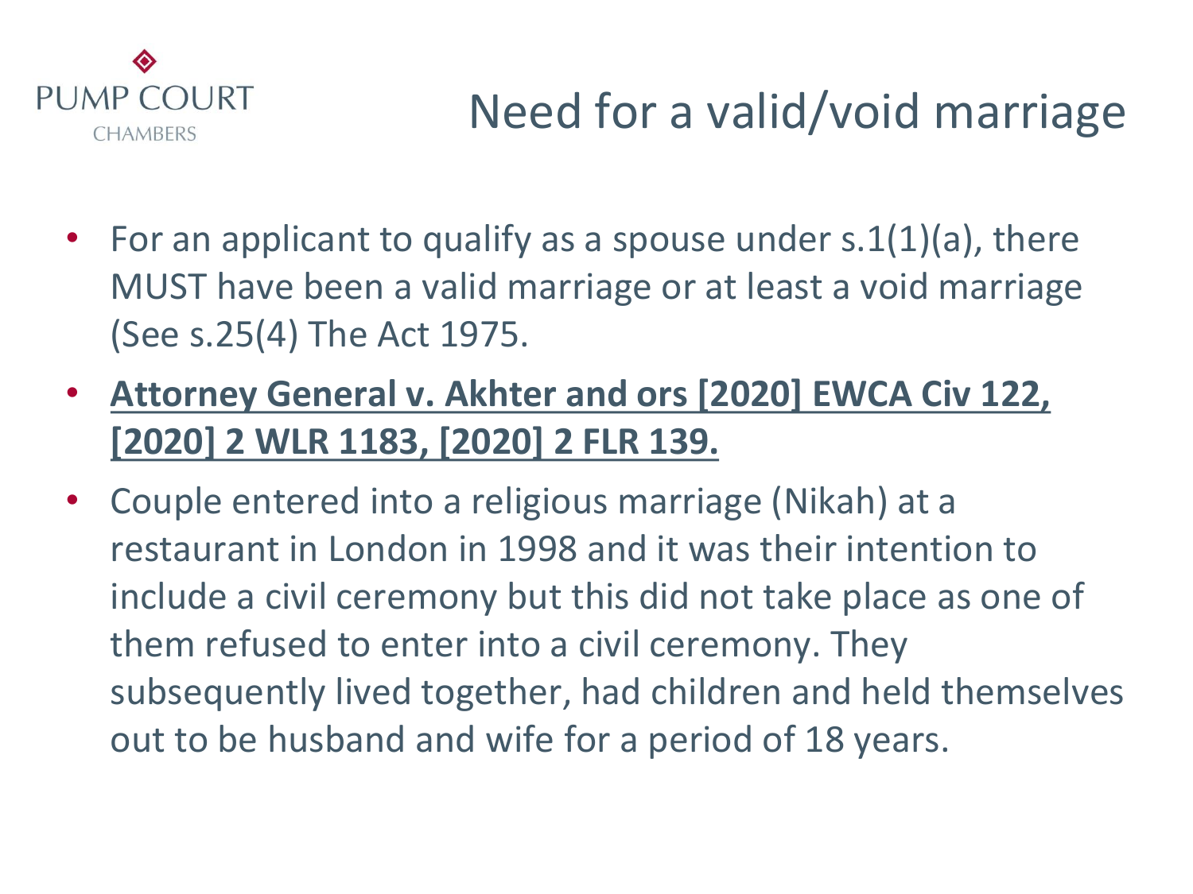# Need for a valid/void marriage

- For an applicant to qualify as a spouse under s.1(1)(a), there MUST have been a valid marriage or at least a void marriage (See s.25(4) The Act 1975.
- **Attorney General v. Akhter and ors [2020] EWCA Civ 122, [2020] 2 WLR 1183, [2020] 2 FLR 139.**
- Couple entered into a religious marriage (Nikah) at a restaurant in London in 1998 and it was their intention to include a civil ceremony but this did not take place as one of them refused to enter into a civil ceremony. They subsequently lived together, had children and held themselves out to be husband and wife for a period of 18 years.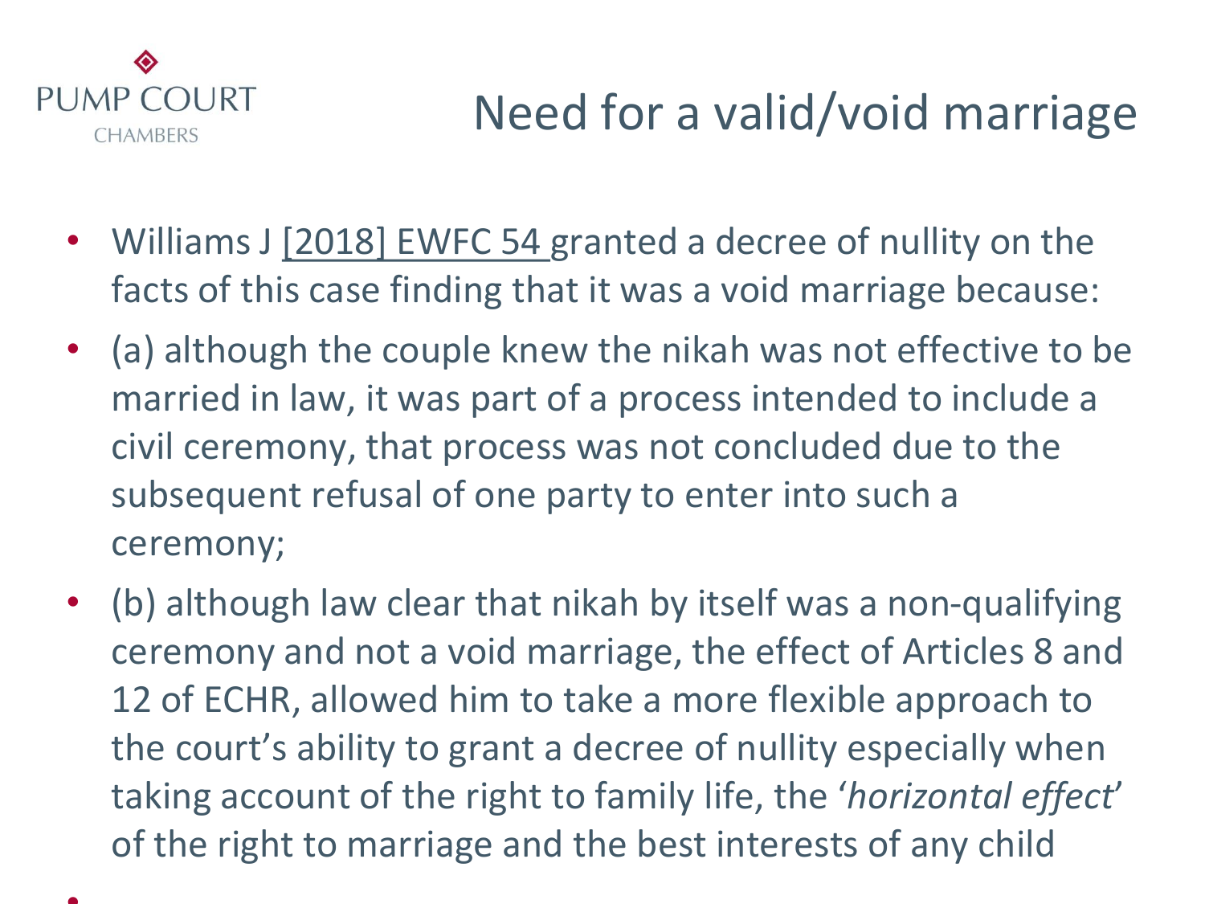# Need for a valid/void marriage

- Williams J [2018] EWFC 54 granted a decree of nullity on the facts of this case finding that it was a void marriage because:
- (a) although the couple knew the nikah was not effective to be married in law, it was part of a process intended to include a civil ceremony, that process was not concluded due to the subsequent refusal of one party to enter into such a ceremony;
- (b) although law clear that nikah by itself was a non-qualifying ceremony and not a void marriage, the effect of Articles 8 and 12 of ECHR, allowed him to take a more flexible approach to the court's ability to grant a decree of nullity especially when taking account of the right to family life, the '*horizontal effect*' of the right to marriage and the best interests of any child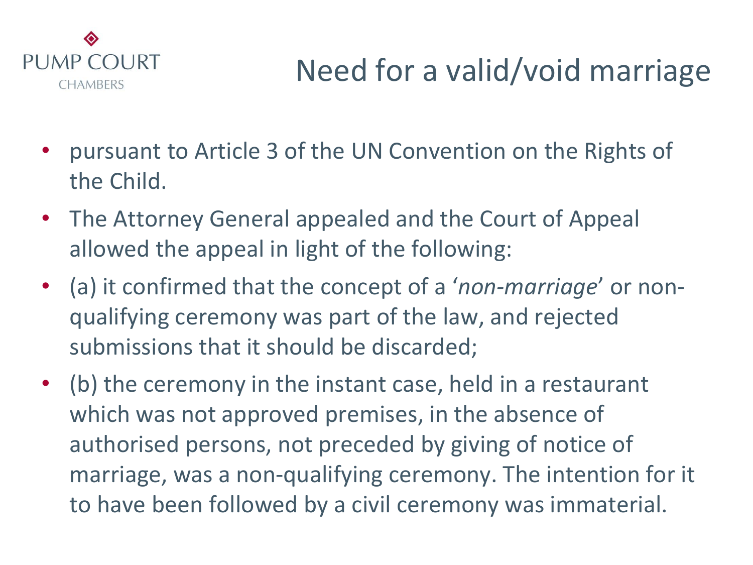# Need for a valid/void marriage

- pursuant to Article 3 of the UN Convention on the Rights of the Child.
- The Attorney General appealed and the Court of Appeal allowed the appeal in light of the following:
- (a) it confirmed that the concept of a '*non-marriage*' or non-qualifying ceremony was part of the law, and rejected submissions that it should be discarded;
- (b) the ceremony in the instant case, held in a restaurant which was not approved premises, in the absence of authorised persons, not preceded by giving of notice of marriage, was a non-qualifying ceremony. The intention for it to have been followed by a civil ceremony was immaterial.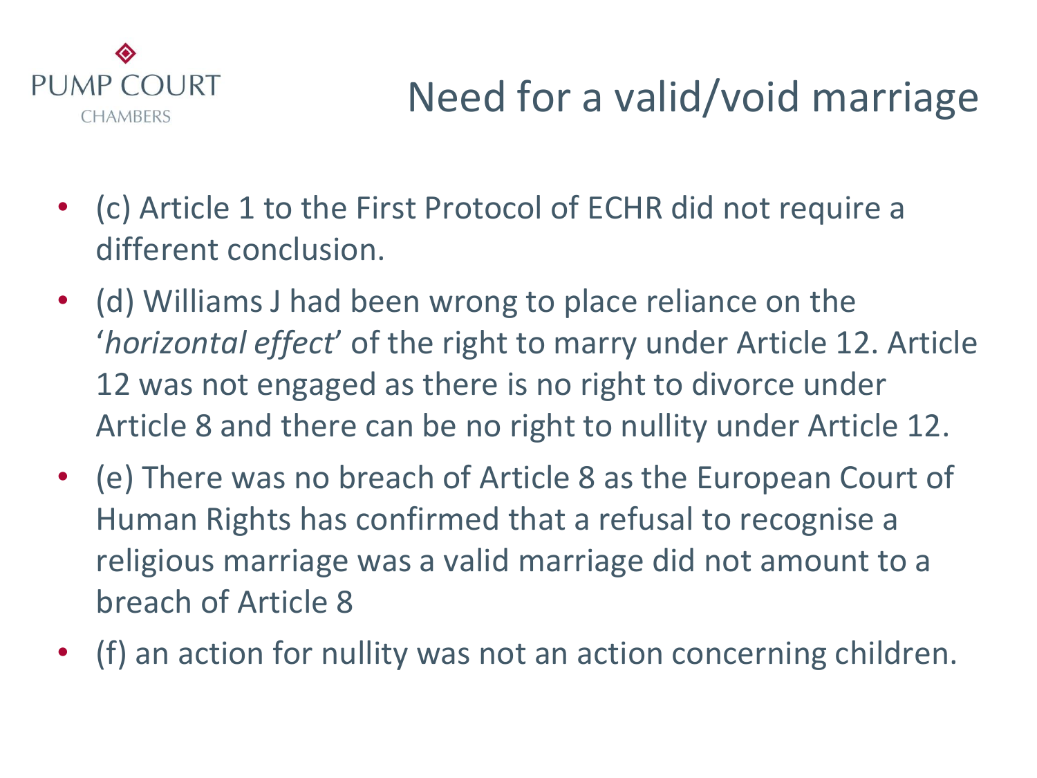# Need for a valid/void marriage

- (c) Article 1 to the First Protocol of ECHR did not require a different conclusion.
- (d) Williams J had been wrong to place reliance on the '*horizontal effect*' of the right to marry under Article 12. Article 12 was not engaged as there is no right to divorce under Article 8 and there can be no right to nullity under Article 12.
- (e) There was no breach of Article 8 as the European Court of Human Rights has confirmed that a refusal to recognise a religious marriage was a valid marriage did not amount to a breach of Article 8
- (f) an action for nullity was not an action concerning children.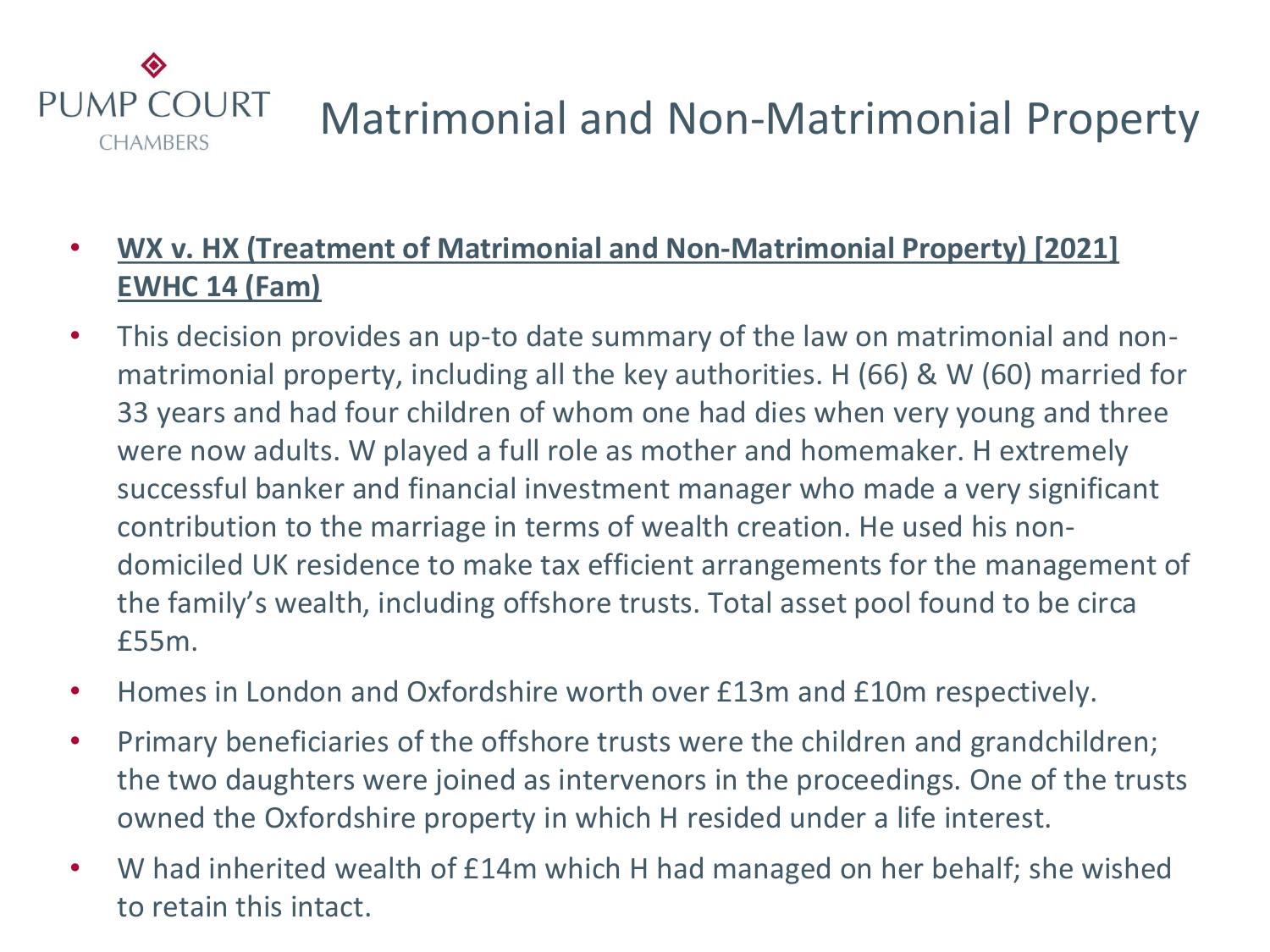# Matrimonial and Non-Matrimonial Property

- **<u>WX v. HX (Treatment of Matrimonial and Non-Matrimonial Property) [2021] EWHC 14 (Fam)</u>**
- This decision provides an up-to date summary of the law on matrimonial and non-matrimonial property, including all the key authorities. H (66) & W (60) married for 33 years and had four children of whom one had dies when very young and three were now adults. W played a full role as mother and homemaker. H extremely successful banker and financial investment manager who made a very significant contribution to the marriage in terms of wealth creation. He used his non-domiciled UK residence to make tax efficient arrangements for the management of the family's wealth, including offshore trusts. Total asset pool found to be circa £55m.
- Homes in London and Oxfordshire worth over £13m and £10m respectively.
- Primary beneficiaries of the offshore trusts were the children and grandchildren; the two daughters were joined as intervenors in the proceedings. One of the trusts owned the Oxfordshire property in which H resided under a life interest.
- W had inherited wealth of £14m which H had managed on her behalf; she wished to retain this intact.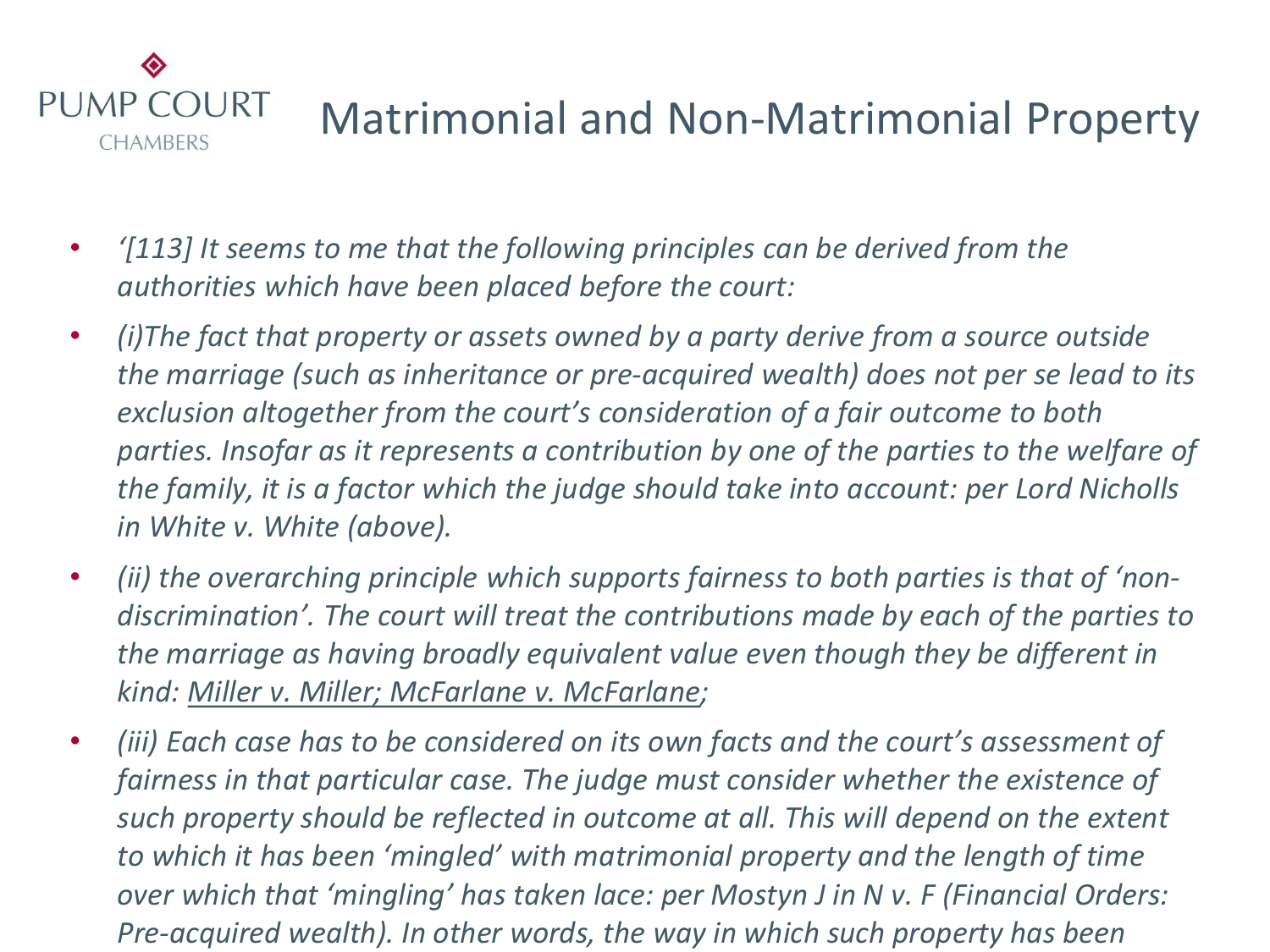# Matrimonial and Non-Matrimonial Property

- *'[113] It seems to me that the following principles can be derived from the authorities which have been placed before the court:*
- *(i)The fact that property or assets owned by a party derive from a source outside the marriage (such as inheritance or pre-acquired wealth) does not per se lead to its exclusion altogether from the court's consideration of a fair outcome to both parties. Insofar as it represents a contribution by one of the parties to the welfare of the family, it is a factor which the judge should take into account: per Lord Nicholls in White v. White (above).*
- *(ii) the overarching principle which supports fairness to both parties is that of 'non-discrimination'. The court will treat the contributions made by each of the parties to the marriage as having broadly equivalent value even though they be different in kind: <u>Miller v. Miller; McFarlane v. McFarlane</u>;*
- *(iii) Each case has to be considered on its own facts and the court's assessment of fairness in that particular case. The judge must consider whether the existence of such property should be reflected in outcome at all. This will depend on the extent to which it has been 'mingled' with matrimonial property and the length of time over which that 'mingling' has taken lace: per Mostyn J in N v. F (Financial Orders: Pre-acquired wealth). In other words, the way in which such property has been*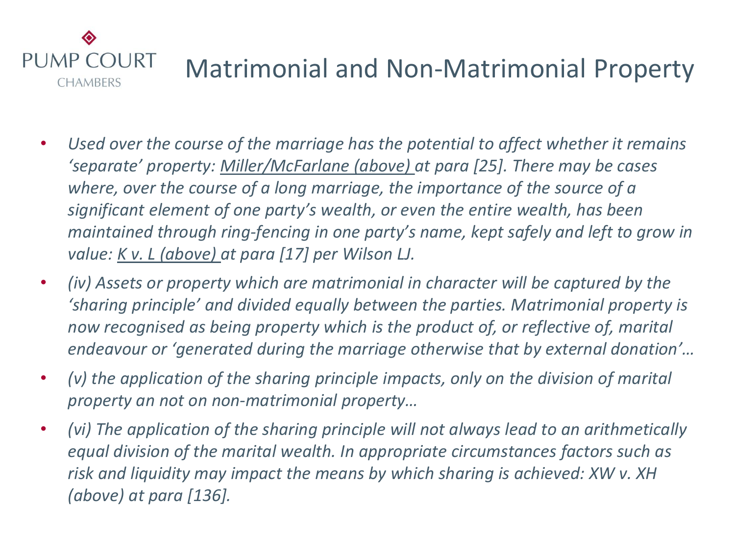# Matrimonial and Non-Matrimonial Property

- *Used over the course of the marriage has the potential to affect whether it remains 'separate' property: Miller/McFarlane (above) at para [25]. There may be cases where, over the course of a long marriage, the importance of the source of a significant element of one party's wealth, or even the entire wealth, has been maintained through ring-fencing in one party's name, kept safely and left to grow in value: K v. L (above) at para [17] per Wilson LJ.*
- *(iv) Assets or property which are matrimonial in character will be captured by the 'sharing principle' and divided equally between the parties. Matrimonial property is now recognised as being property which is the product of, or reflective of, marital endeavour or 'generated during the marriage otherwise that by external donation'…*
- *(v) the application of the sharing principle impacts, only on the division of marital property an not on non-matrimonial property…*
- *(vi) The application of the sharing principle will not always lead to an arithmetically equal division of the marital wealth. In appropriate circumstances factors such as risk and liquidity may impact the means by which sharing is achieved: XW v. XH (above) at para [136].*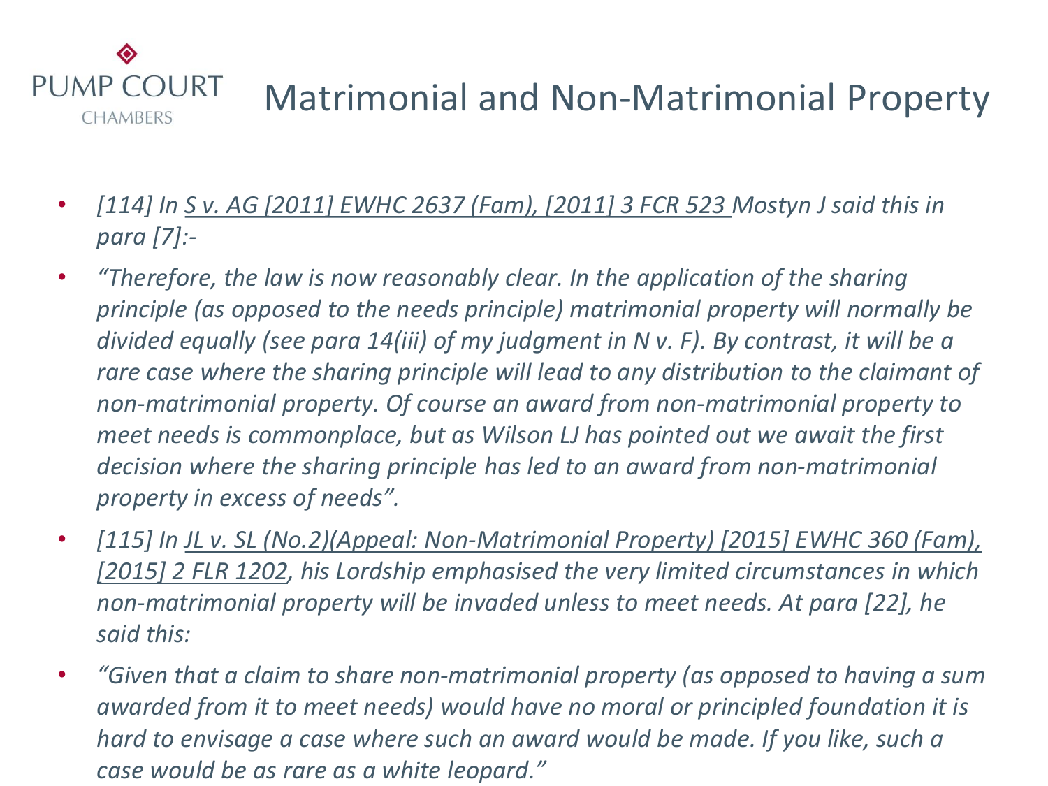# Matrimonial and Non-Matrimonial Property

- *[114] In S v. AG [2011] EWHC 2637 (Fam), [2011] 3 FCR 523 Mostyn J said this in para [7]:-*
- *"Therefore, the law is now reasonably clear. In the application of the sharing principle (as opposed to the needs principle) matrimonial property will normally be divided equally (see para 14(iii) of my judgment in N v. F). By contrast, it will be a rare case where the sharing principle will lead to any distribution to the claimant of non-matrimonial property. Of course an award from non-matrimonial property to meet needs is commonplace, but as Wilson LJ has pointed out we await the first decision where the sharing principle has led to an award from non-matrimonial property in excess of needs".*
- *[115] In JL v. SL (No.2)(Appeal: Non-Matrimonial Property) [2015] EWHC 360 (Fam), [2015] 2 FLR 1202, his Lordship emphasised the very limited circumstances in which non-matrimonial property will be invaded unless to meet needs. At para [22], he said this:*
- *"Given that a claim to share non-matrimonial property (as opposed to having a sum awarded from it to meet needs) would have no moral or principled foundation it is hard to envisage a case where such an award would be made. If you like, such a case would be as rare as a white leopard."*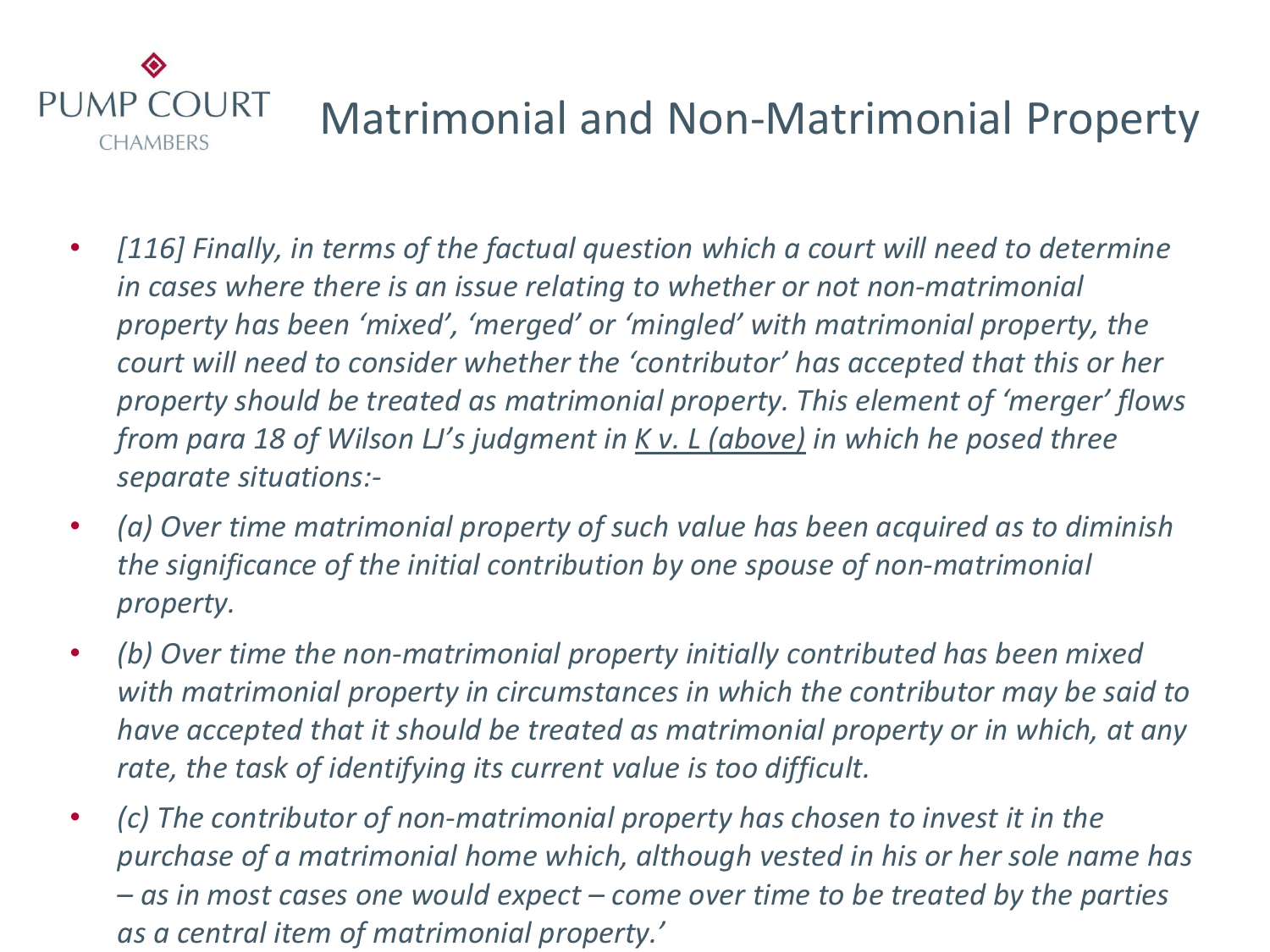# Matrimonial and Non-Matrimonial Property

- *[116] Finally, in terms of the factual question which a court will need to determine in cases where there is an issue relating to whether or not non-matrimonial property has been 'mixed', 'merged' or 'mingled' with matrimonial property, the court will need to consider whether the 'contributor' has accepted that this or her property should be treated as matrimonial property. This element of 'merger' flows from para 18 of Wilson LJ's judgment in K v. L (above) in which he posed three separate situations:-*
- *(a) Over time matrimonial property of such value has been acquired as to diminish the significance of the initial contribution by one spouse of non-matrimonial property.*
- *(b) Over time the non-matrimonial property initially contributed has been mixed with matrimonial property in circumstances in which the contributor may be said to have accepted that it should be treated as matrimonial property or in which, at any rate, the task of identifying its current value is too difficult.*
- *(c) The contributor of non-matrimonial property has chosen to invest it in the purchase of a matrimonial home which, although vested in his or her sole name has – as in most cases one would expect – come over time to be treated by the parties as a central item of matrimonial property.'*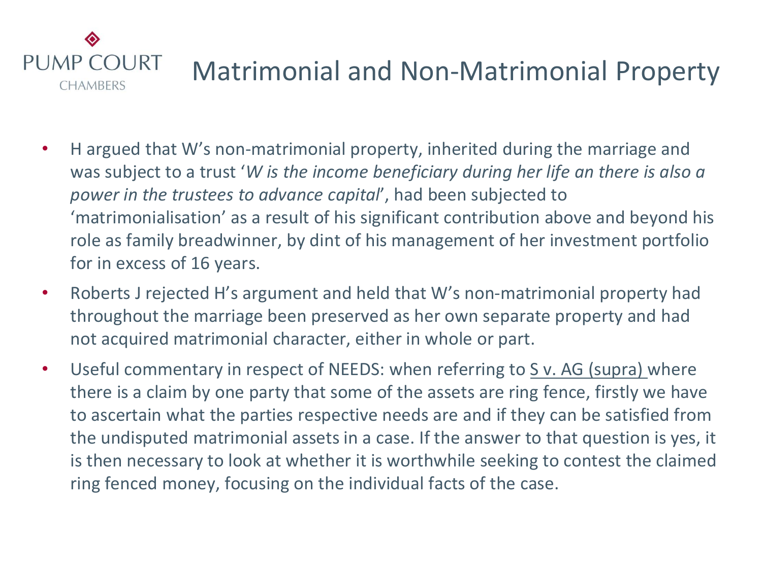# Matrimonial and Non-Matrimonial Property

- H argued that W's non-matrimonial property, inherited during the marriage and was subject to a trust '*W is the income beneficiary during her life an there is also a power in the trustees to advance capital*', had been subjected to 'matrimonialisation' as a result of his significant contribution above and beyond his role as family breadwinner, by dint of his management of her investment portfolio for in excess of 16 years.
- Roberts J rejected H's argument and held that W's non-matrimonial property had throughout the marriage been preserved as her own separate property and had not acquired matrimonial character, either in whole or part.
- Useful commentary in respect of NEEDS: when referring to S v. AG (supra) where there is a claim by one party that some of the assets are ring fence, firstly we have to ascertain what the parties respective needs are and if they can be satisfied from the undisputed matrimonial assets in a case. If the answer to that question is yes, it is then necessary to look at whether it is worthwhile seeking to contest the claimed ring fenced money, focusing on the individual facts of the case.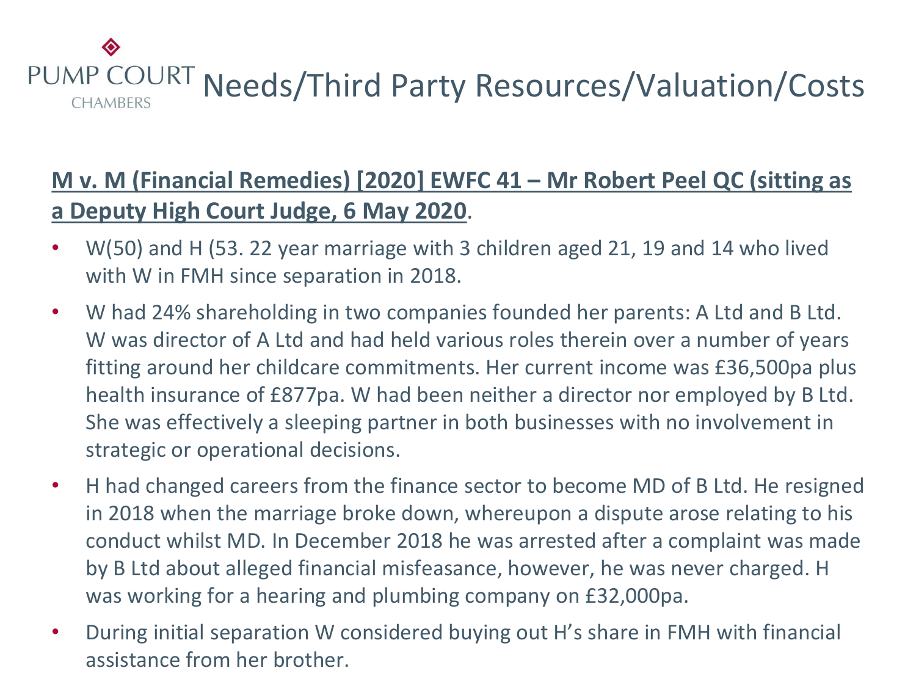# Needs/Third Party Resources/Valuation/Costs

**M v. M (Financial Remedies) [2020] EWFC 41 – Mr Robert Peel QC (sitting as a Deputy High Court Judge, 6 May 2020**.

- W(50) and H (53. 22 year marriage with 3 children aged 21, 19 and 14 who lived with W in FMH since separation in 2018.
- W had 24% shareholding in two companies founded her parents: A Ltd and B Ltd. W was director of A Ltd and had held various roles therein over a number of years fitting around her childcare commitments. Her current income was £36,500pa plus health insurance of £877pa. W had been neither a director nor employed by B Ltd. She was effectively a sleeping partner in both businesses with no involvement in strategic or operational decisions.
- H had changed careers from the finance sector to become MD of B Ltd. He resigned in 2018 when the marriage broke down, whereupon a dispute arose relating to his conduct whilst MD. In December 2018 he was arrested after a complaint was made by B Ltd about alleged financial misfeasance, however, he was never charged. H was working for a hearing and plumbing company on £32,000pa.
- During initial separation W considered buying out H's share in FMH with financial assistance from her brother.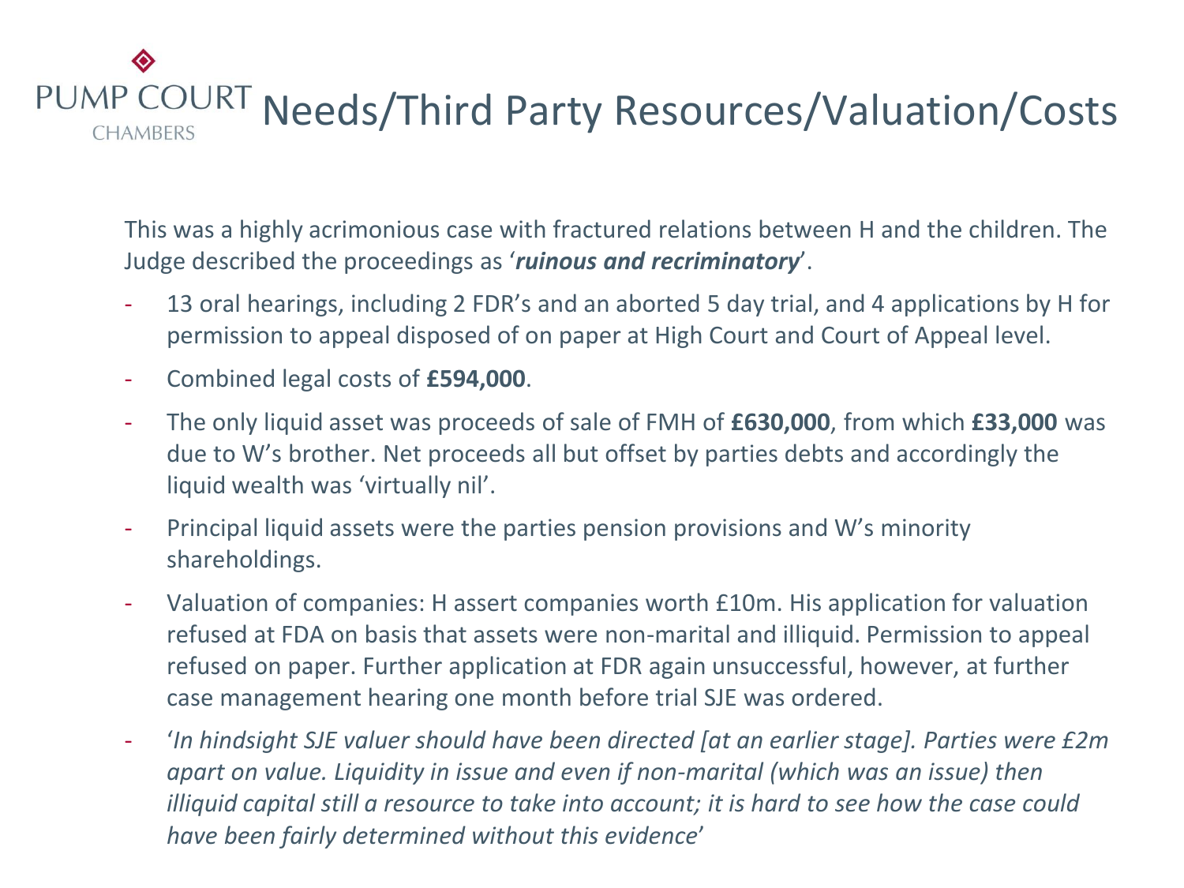# Needs/Third Party Resources/Valuation/Costs

This was a highly acrimonious case with fractured relations between H and the children. The Judge described the proceedings as '***ruinous and recriminatory***'.

- 13 oral hearings, including 2 FDR's and an aborted 5 day trial, and 4 applications by H for permission to appeal disposed of on paper at High Court and Court of Appeal level.
- Combined legal costs of **£594,000**.
- The only liquid asset was proceeds of sale of FMH of **£630,000**, from which **£33,000** was due to W's brother. Net proceeds all but offset by parties debts and accordingly the liquid wealth was 'virtually nil'.
- Principal liquid assets were the parties pension provisions and W's minority shareholdings.
- Valuation of companies: H assert companies worth £10m. His application for valuation refused at FDA on basis that assets were non-marital and illiquid. Permission to appeal refused on paper. Further application at FDR again unsuccessful, however, at further case management hearing one month before trial SJE was ordered.
- '*In hindsight SJE valuer should have been directed [at an earlier stage]. Parties were £2m apart on value. Liquidity in issue and even if non-marital (which was an issue) then illiquid capital still a resource to take into account; it is hard to see how the case could have been fairly determined without this evidence*'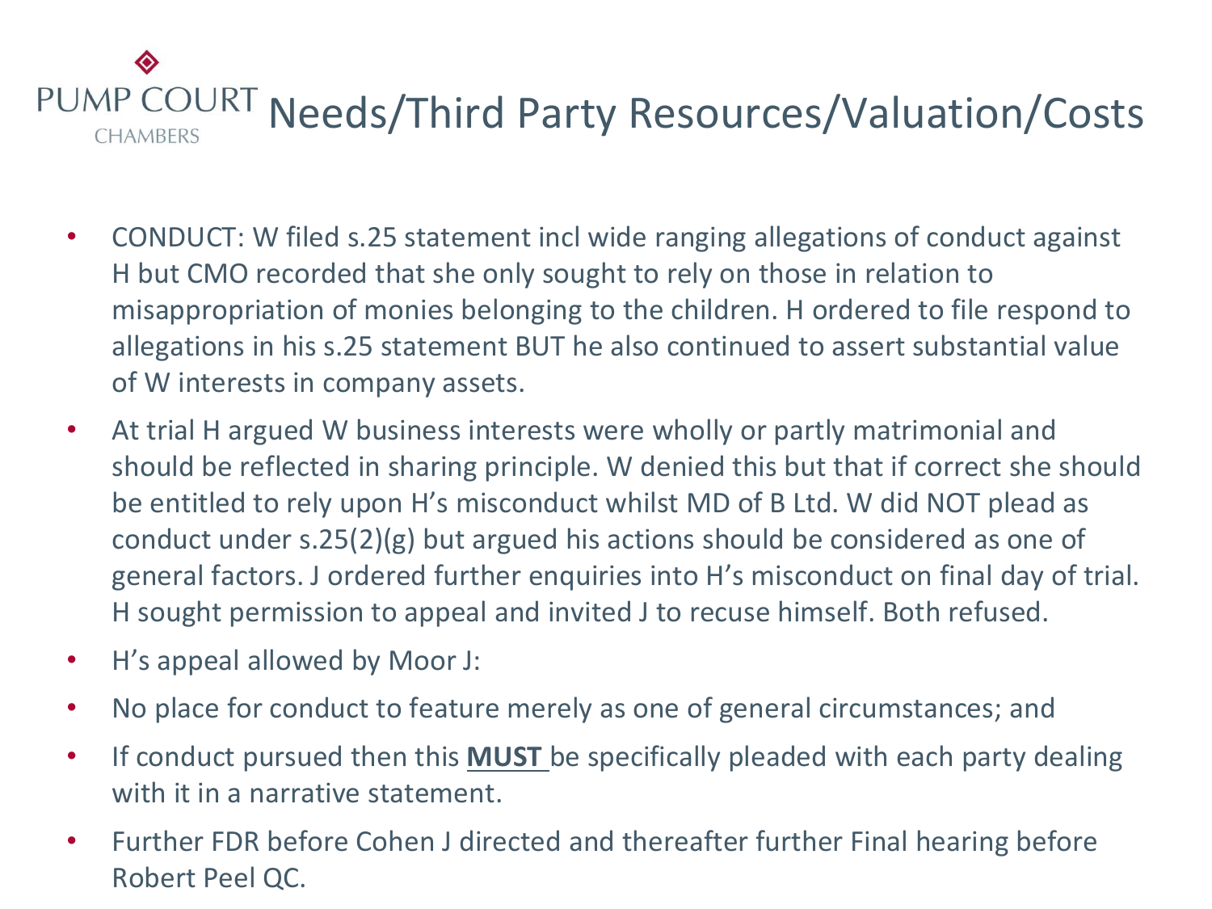# Needs/Third Party Resources/Valuation/Costs

- CONDUCT: W filed s.25 statement incl wide ranging allegations of conduct against H but CMO recorded that she only sought to rely on those in relation to misappropriation of monies belonging to the children. H ordered to file respond to allegations in his s.25 statement BUT he also continued to assert substantial value of W interests in company assets.
- At trial H argued W business interests were wholly or partly matrimonial and should be reflected in sharing principle. W denied this but that if correct she should be entitled to rely upon H's misconduct whilst MD of B Ltd. W did NOT plead as conduct under s.25(2)(g) but argued his actions should be considered as one of general factors. J ordered further enquiries into H's misconduct on final day of trial. H sought permission to appeal and invited J to recuse himself. Both refused.
- H's appeal allowed by Moor J:
- No place for conduct to feature merely as one of general circumstances; and
- If conduct pursued then this **MUST** be specifically pleaded with each party dealing with it in a narrative statement.
- Further FDR before Cohen J directed and thereafter further Final hearing before Robert Peel QC.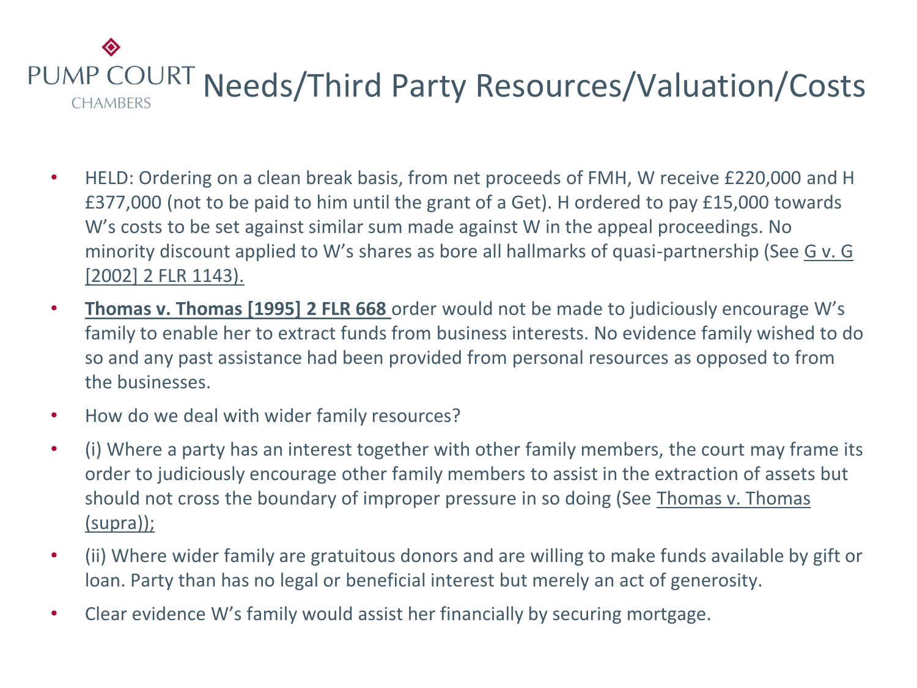# Needs/Third Party Resources/Valuation/Costs

- HELD: Ordering on a clean break basis, from net proceeds of FMH, W receive £220,000 and H £377,000 (not to be paid to him until the grant of a Get). H ordered to pay £15,000 towards W's costs to be set against similar sum made against W in the appeal proceedings. No minority discount applied to W's shares as bore all hallmarks of quasi-partnership (See G v. G [2002] 2 FLR 1143).
- **Thomas v. Thomas [1995] 2 FLR 668** order would not be made to judiciously encourage W's family to enable her to extract funds from business interests. No evidence family wished to do so and any past assistance had been provided from personal resources as opposed to from the businesses.
- How do we deal with wider family resources?
- (i) Where a party has an interest together with other family members, the court may frame its order to judiciously encourage other family members to assist in the extraction of assets but should not cross the boundary of improper pressure in so doing (See Thomas v. Thomas (supra));
- (ii) Where wider family are gratuitous donors and are willing to make funds available by gift or loan. Party than has no legal or beneficial interest but merely an act of generosity.
- Clear evidence W's family would assist her financially by securing mortgage.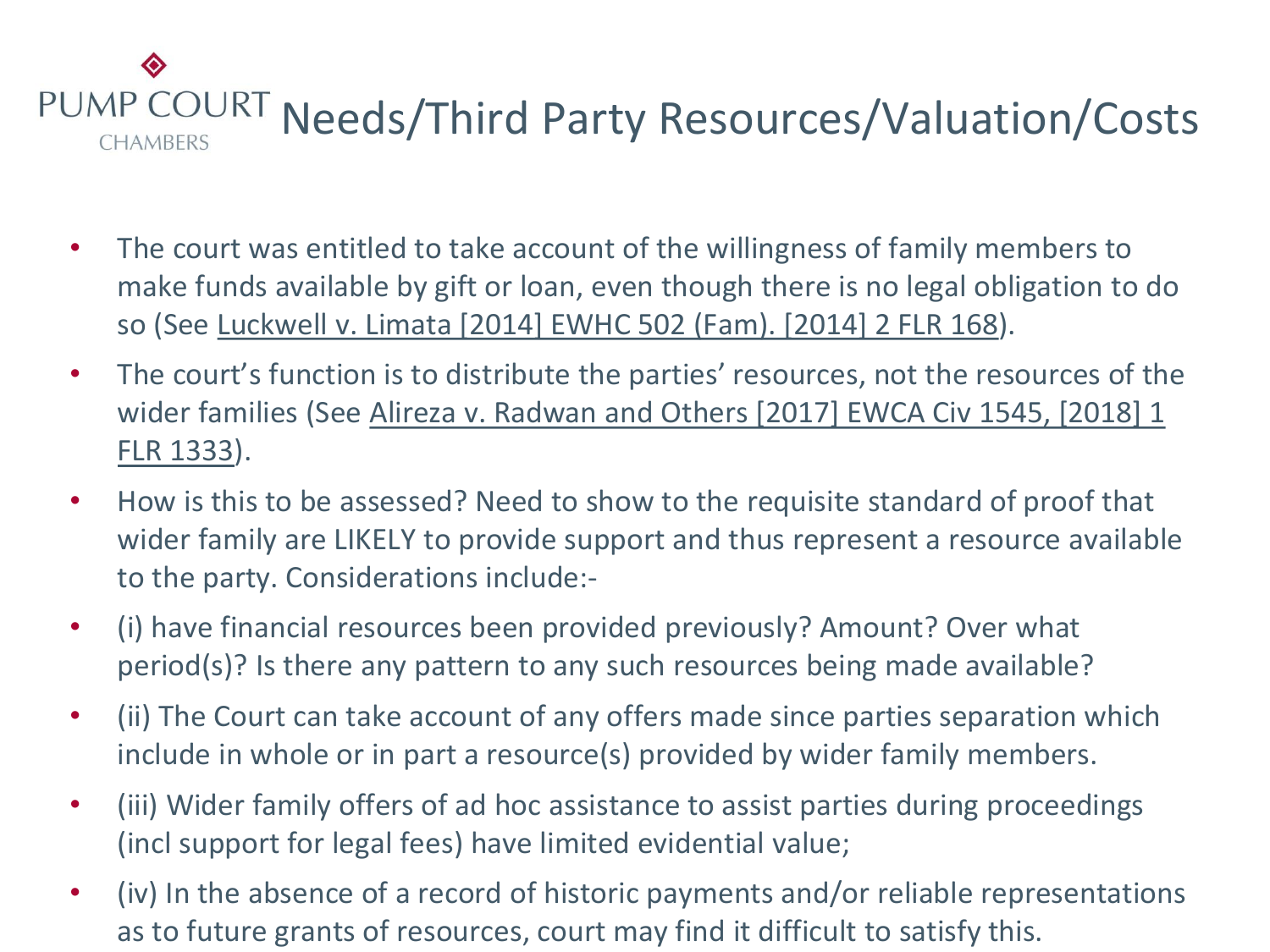# Needs/Third Party Resources/Valuation/Costs

- The court was entitled to take account of the willingness of family members to make funds available by gift or loan, even though there is no legal obligation to do so (See Luckwell v. Limata [2014] EWHC 502 (Fam). [2014] 2 FLR 168).
- The court's function is to distribute the parties' resources, not the resources of the wider families (See Alireza v. Radwan and Others [2017] EWCA Civ 1545, [2018] 1 FLR 1333).
- How is this to be assessed? Need to show to the requisite standard of proof that wider family are LIKELY to provide support and thus represent a resource available to the party. Considerations include:-
- (i) have financial resources been provided previously? Amount? Over what period(s)? Is there any pattern to any such resources being made available?
- (ii) The Court can take account of any offers made since parties separation which include in whole or in part a resource(s) provided by wider family members.
- (iii) Wider family offers of ad hoc assistance to assist parties during proceedings (incl support for legal fees) have limited evidential value;
- (iv) In the absence of a record of historic payments and/or reliable representations as to future grants of resources, court may find it difficult to satisfy this.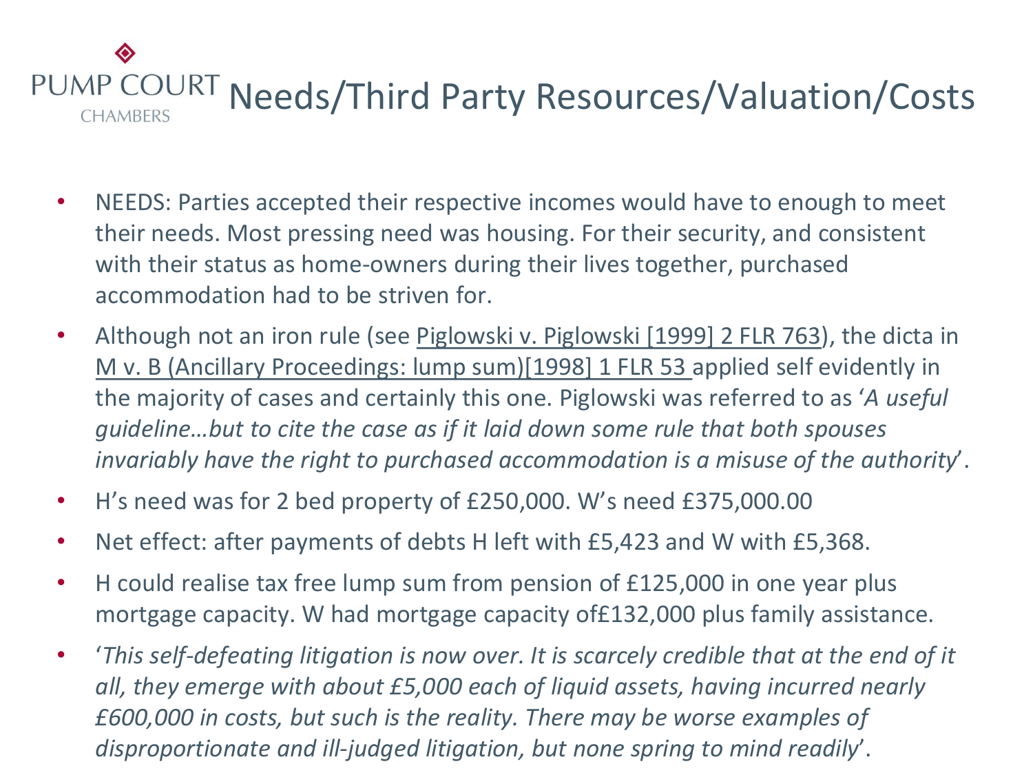# Needs/Third Party Resources/Valuation/Costs

- NEEDS: Parties accepted their respective incomes would have to enough to meet their needs. Most pressing need was housing. For their security, and consistent with their status as home-owners during their lives together, purchased accommodation had to be striven for.
- Although not an iron rule (see Piglowski v. Piglowski [1999] 2 FLR 763), the dicta in M v. B (Ancillary Proceedings: lump sum)[1998] 1 FLR 53 applied self evidently in the majority of cases and certainly this one. Piglowski was referred to as '*A useful guideline…but to cite the case as if it laid down some rule that both spouses invariably have the right to purchased accommodation is a misuse of the authority*'.
- H's need was for 2 bed property of £250,000. W's need £375,000.00
- Net effect: after payments of debts H left with £5,423 and W with £5,368.
- H could realise tax free lump sum from pension of £125,000 in one year plus mortgage capacity. W had mortgage capacity of£132,000 plus family assistance.
- '*This self-defeating litigation is now over. It is scarcely credible that at the end of it all, they emerge with about £5,000 each of liquid assets, having incurred nearly £600,000 in costs, but such is the reality. There may be worse examples of disproportionate and ill-judged litigation, but none spring to mind readily*'.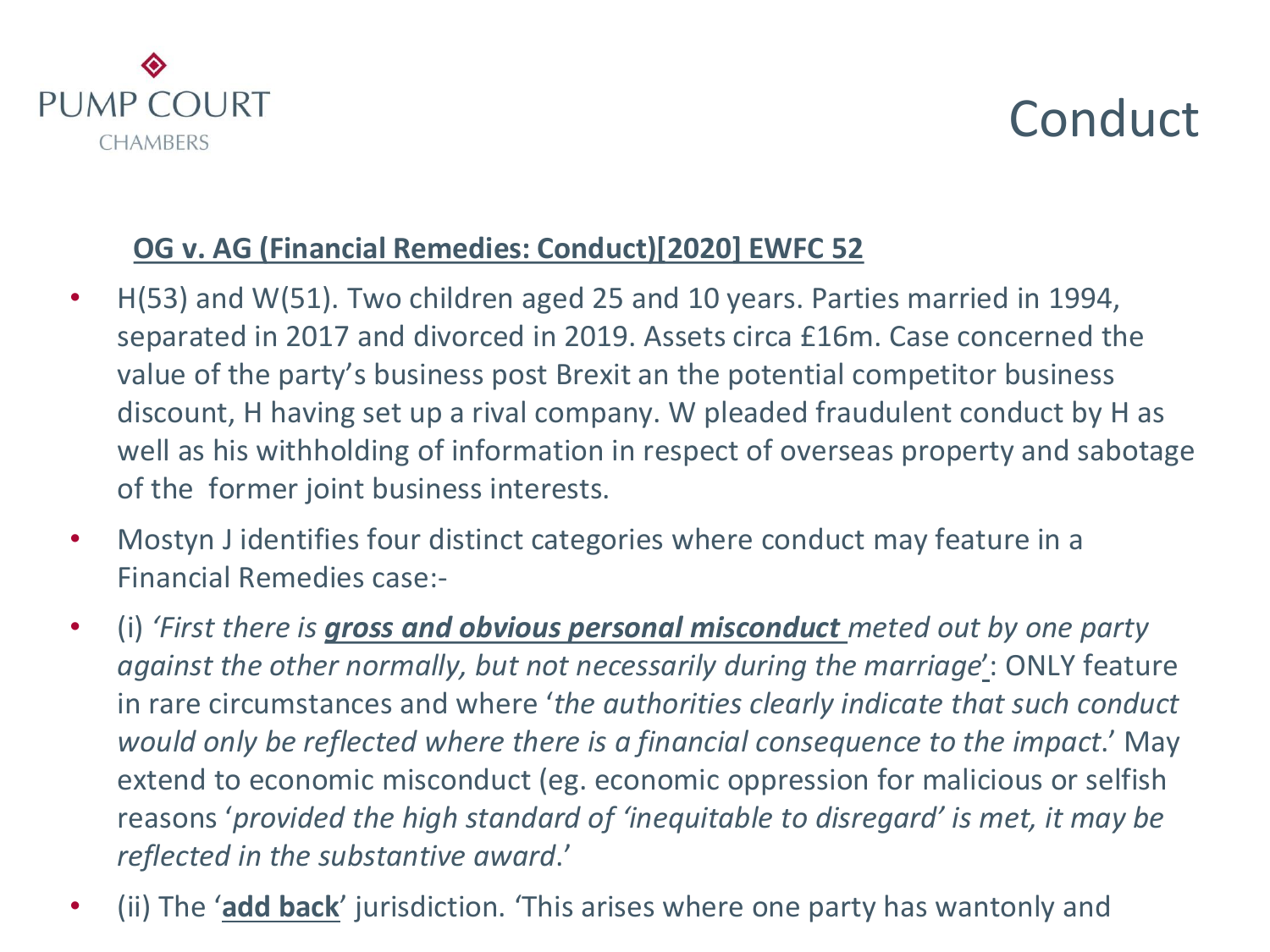# Conduct

**OG v. AG (Financial Remedies: Conduct)[2020] EWFC 52**

- H(53) and W(51). Two children aged 25 and 10 years. Parties married in 1994, separated in 2017 and divorced in 2019. Assets circa £16m. Case concerned the value of the party's business post Brexit an the potential competitor business discount, H having set up a rival company. W pleaded fraudulent conduct by H as well as his withholding of information in respect of overseas property and sabotage of the former joint business interests.
- Mostyn J identifies four distinct categories where conduct may feature in a Financial Remedies case:-
- (i) *'First there is* ***gross and obvious personal misconduct*** *meted out by one party against the other normally, but not necessarily during the marriage'*: ONLY feature in rare circumstances and where '*the authorities clearly indicate that such conduct would only be reflected where there is a financial consequence to the impact*.' May extend to economic misconduct (eg. economic oppression for malicious or selfish reasons '*provided the high standard of 'inequitable to disregard' is met, it may be reflected in the substantive award*.'
- (ii) The '**add back**' jurisdiction. 'This arises where one party has wantonly and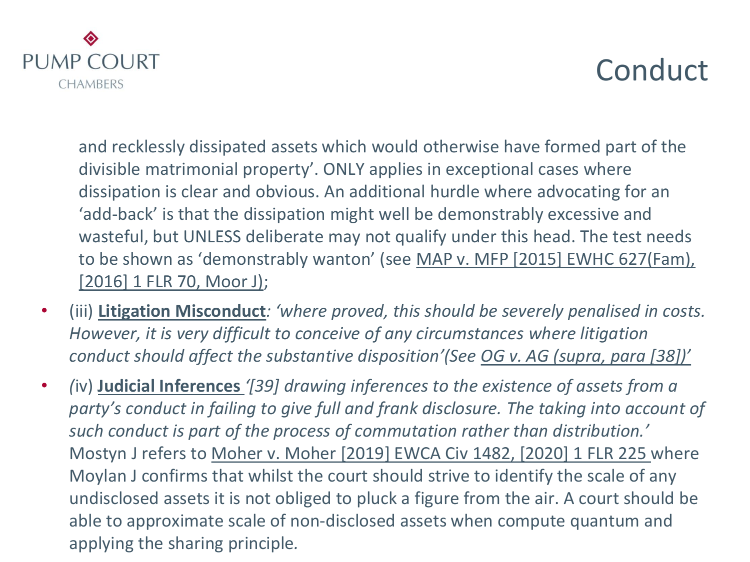# Conduct

and recklessly dissipated assets which would otherwise have formed part of the divisible matrimonial property'. ONLY applies in exceptional cases where dissipation is clear and obvious. An additional hurdle where advocating for an 'add-back' is that the dissipation might well be demonstrably excessive and wasteful, but UNLESS deliberate may not qualify under this head. The test needs to be shown as 'demonstrably wanton' (see MAP v. MFP [2015] EWHC 627(Fam), [2016] 1 FLR 70, Moor J);

- (iii) **Litigation Misconduct**: *'where proved, this should be severely penalised in costs. However, it is very difficult to conceive of any circumstances where litigation conduct should affect the substantive disposition'(See OG v. AG (supra, para [38])'*
- *(*iv) **Judicial Inferences** *'[39] drawing inferences to the existence of assets from a party's conduct in failing to give full and frank disclosure. The taking into account of such conduct is part of the process of commutation rather than distribution.'* Mostyn J refers to Moher v. Moher [2019] EWCA Civ 1482, [2020] 1 FLR 225 where Moylan J confirms that whilst the court should strive to identify the scale of any undisclosed assets it is not obliged to pluck a figure from the air. A court should be able to approximate scale of non-disclosed assets when compute quantum and applying the sharing principle.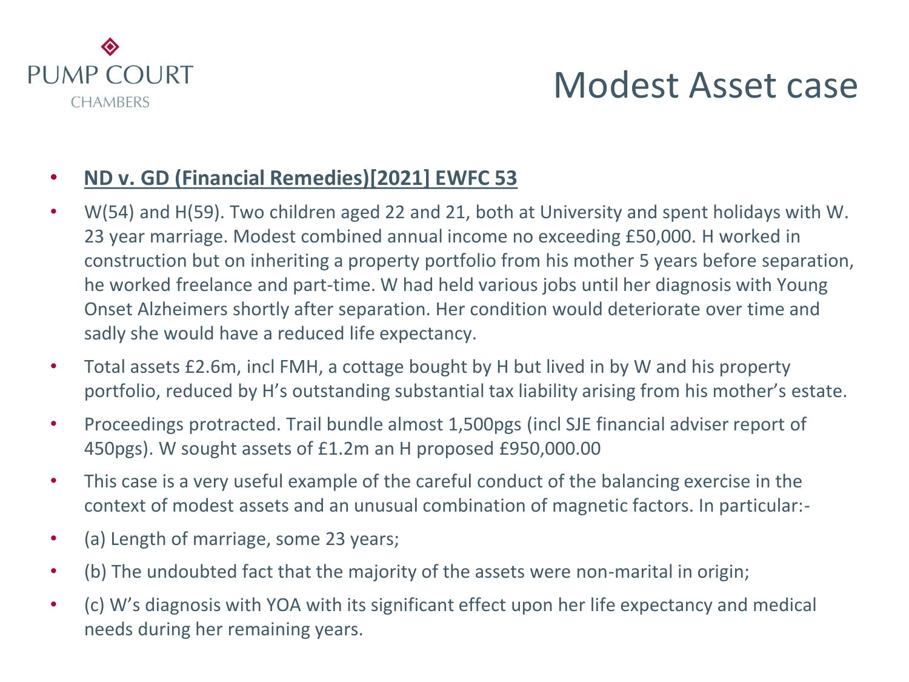# Modest Asset case

- **ND v. GD (Financial Remedies)[2021] EWFC 53**
- W(54) and H(59). Two children aged 22 and 21, both at University and spent holidays with W. 23 year marriage. Modest combined annual income no exceeding £50,000. H worked in construction but on inheriting a property portfolio from his mother 5 years before separation, he worked freelance and part-time. W had held various jobs until her diagnosis with Young Onset Alzheimers shortly after separation. Her condition would deteriorate over time and sadly she would have a reduced life expectancy.
- Total assets £2.6m, incl FMH, a cottage bought by H but lived in by W and his property portfolio, reduced by H's outstanding substantial tax liability arising from his mother's estate.
- Proceedings protracted. Trail bundle almost 1,500pgs (incl SJE financial adviser report of 450pgs). W sought assets of £1.2m an H proposed £950,000.00
- This case is a very useful example of the careful conduct of the balancing exercise in the context of modest assets and an unusual combination of magnetic factors. In particular:-
- (a) Length of marriage, some 23 years;
- (b) The undoubted fact that the majority of the assets were non-marital in origin;
- (c) W's diagnosis with YOA with its significant effect upon her life expectancy and medical needs during her remaining years.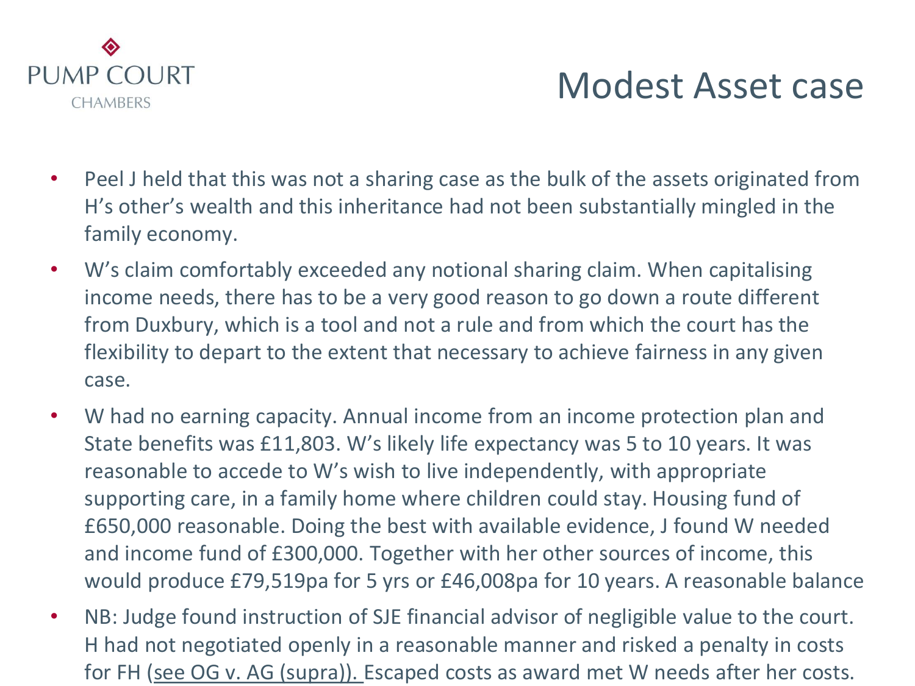# Modest Asset case

- Peel J held that this was not a sharing case as the bulk of the assets originated from H's other's wealth and this inheritance had not been substantially mingled in the family economy.
- W's claim comfortably exceeded any notional sharing claim. When capitalising income needs, there has to be a very good reason to go down a route different from Duxbury, which is a tool and not a rule and from which the court has the flexibility to depart to the extent that necessary to achieve fairness in any given case.
- W had no earning capacity. Annual income from an income protection plan and State benefits was £11,803. W's likely life expectancy was 5 to 10 years. It was reasonable to accede to W's wish to live independently, with appropriate supporting care, in a family home where children could stay. Housing fund of £650,000 reasonable. Doing the best with available evidence, J found W needed and income fund of £300,000. Together with her other sources of income, this would produce £79,519pa for 5 yrs or £46,008pa for 10 years. A reasonable balance
- NB: Judge found instruction of SJE financial advisor of negligible value to the court. H had not negotiated openly in a reasonable manner and risked a penalty in costs for FH (see OG v. AG (supra)). Escaped costs as award met W needs after her costs.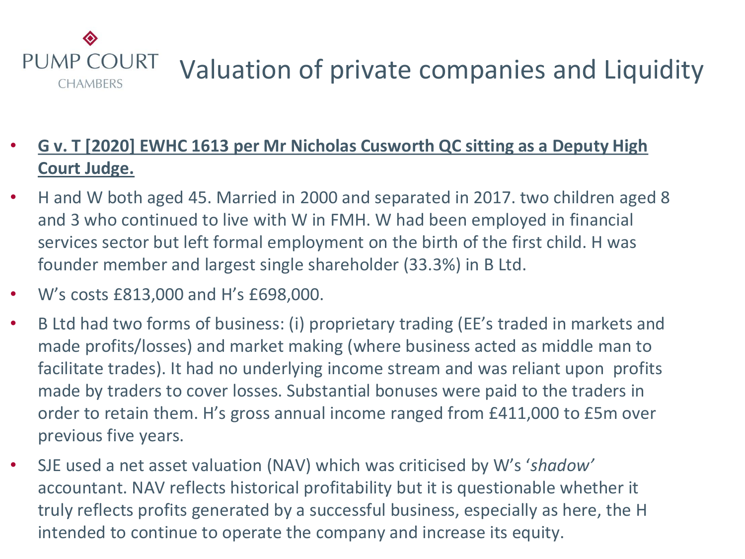# Valuation of private companies and Liquidity

- **G v. T [2020] EWHC 1613 per Mr Nicholas Cusworth QC sitting as a Deputy High Court Judge.**
- H and W both aged 45. Married in 2000 and separated in 2017. two children aged 8 and 3 who continued to live with W in FMH. W had been employed in financial services sector but left formal employment on the birth of the first child. H was founder member and largest single shareholder (33.3%) in B Ltd.
- W's costs £813,000 and H's £698,000.
- B Ltd had two forms of business: (i) proprietary trading (EE's traded in markets and made profits/losses) and market making (where business acted as middle man to facilitate trades). It had no underlying income stream and was reliant upon profits made by traders to cover losses. Substantial bonuses were paid to the traders in order to retain them. H's gross annual income ranged from £411,000 to £5m over previous five years.
- SJE used a net asset valuation (NAV) which was criticised by W's '*shadow*' accountant. NAV reflects historical profitability but it is questionable whether it truly reflects profits generated by a successful business, especially as here, the H intended to continue to operate the company and increase its equity.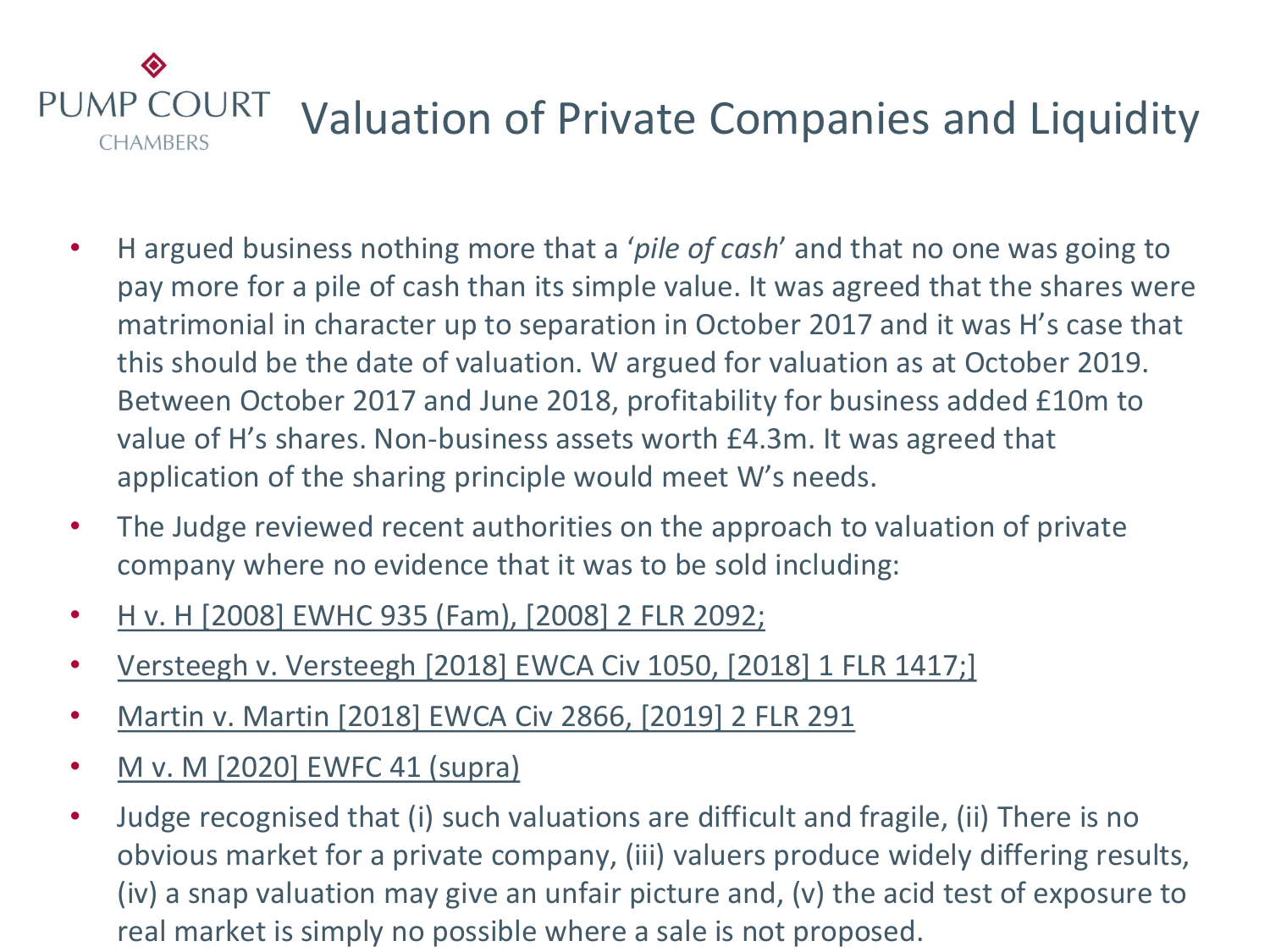# Valuation of Private Companies and Liquidity

- H argued business nothing more that a '*pile of cash*' and that no one was going to pay more for a pile of cash than its simple value. It was agreed that the shares were matrimonial in character up to separation in October 2017 and it was H's case that this should be the date of valuation. W argued for valuation as at October 2019. Between October 2017 and June 2018, profitability for business added £10m to value of H's shares. Non-business assets worth £4.3m. It was agreed that application of the sharing principle would meet W's needs.
- The Judge reviewed recent authorities on the approach to valuation of private company where no evidence that it was to be sold including:
- H v. H [2008] EWHC 935 (Fam), [2008] 2 FLR 2092;
- Versteegh v. Versteegh [2018] EWCA Civ 1050, [2018] 1 FLR 1417;]
- Martin v. Martin [2018] EWCA Civ 2866, [2019] 2 FLR 291
- M v. M [2020] EWFC 41 (supra)
- Judge recognised that (i) such valuations are difficult and fragile, (ii) There is no obvious market for a private company, (iii) valuers produce widely differing results, (iv) a snap valuation may give an unfair picture and, (v) the acid test of exposure to real market is simply no possible where a sale is not proposed.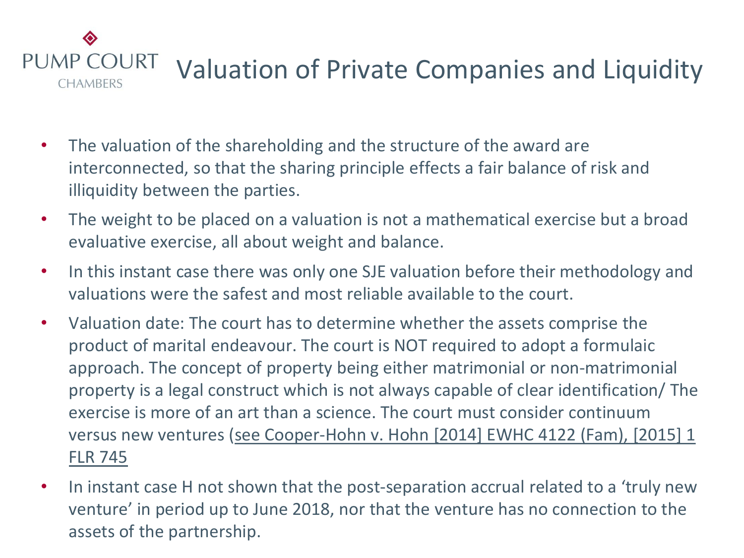# Valuation of Private Companies and Liquidity

- The valuation of the shareholding and the structure of the award are interconnected, so that the sharing principle effects a fair balance of risk and illiquidity between the parties.
- The weight to be placed on a valuation is not a mathematical exercise but a broad evaluative exercise, all about weight and balance.
- In this instant case there was only one SJE valuation before their methodology and valuations were the safest and most reliable available to the court.
- Valuation date: The court has to determine whether the assets comprise the product of marital endeavour. The court is NOT required to adopt a formulaic approach. The concept of property being either matrimonial or non-matrimonial property is a legal construct which is not always capable of clear identification/ The exercise is more of an art than a science. The court must consider continuum versus new ventures (see Cooper-Hohn v. Hohn [2014] EWHC 4122 (Fam), [2015] 1 FLR 745
- In instant case H not shown that the post-separation accrual related to a 'truly new venture' in period up to June 2018, nor that the venture has no connection to the assets of the partnership.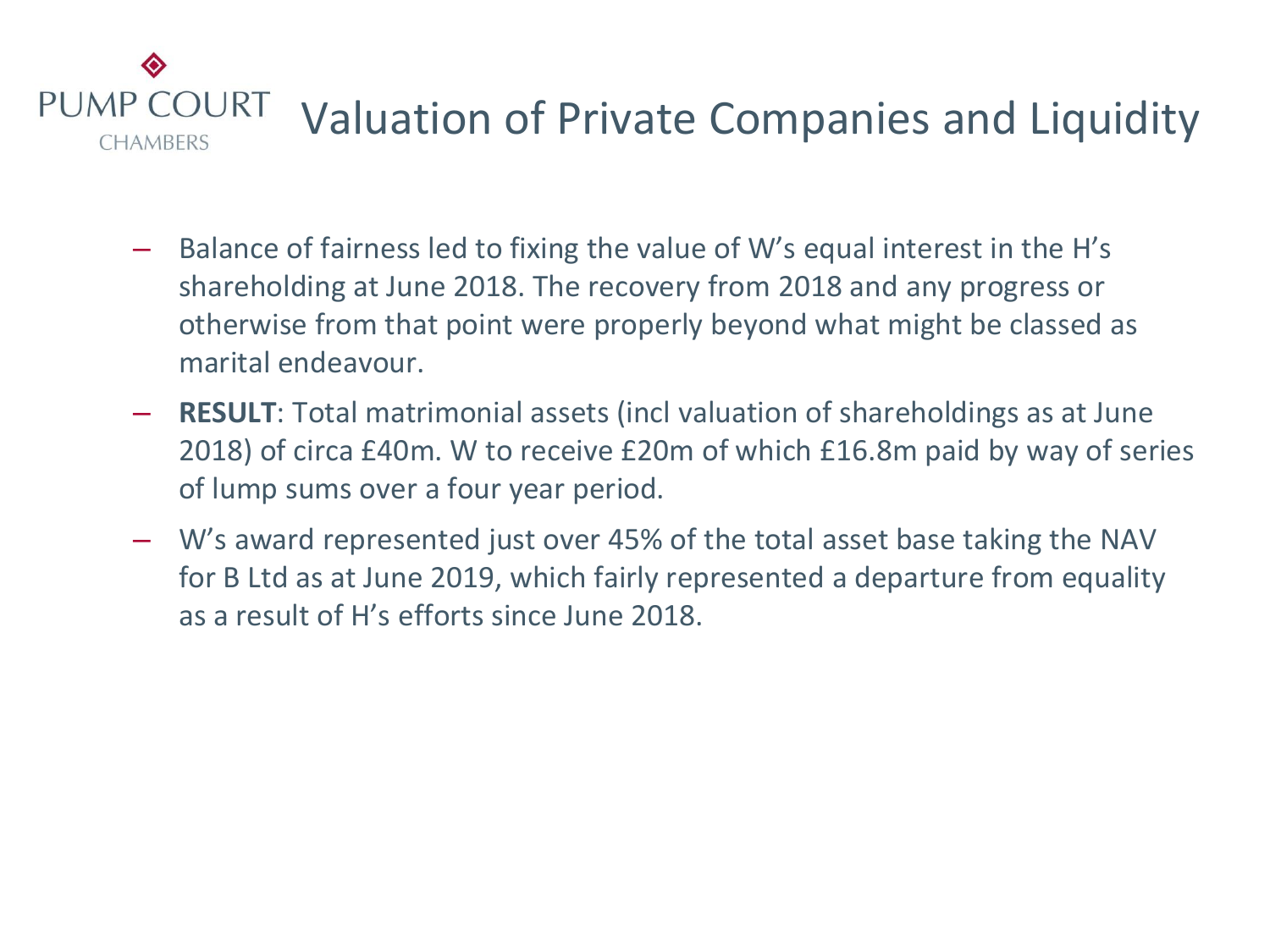# Valuation of Private Companies and Liquidity

- Balance of fairness led to fixing the value of W's equal interest in the H's shareholding at June 2018. The recovery from 2018 and any progress or otherwise from that point were properly beyond what might be classed as marital endeavour.
- **RESULT**: Total matrimonial assets (incl valuation of shareholdings as at June 2018) of circa £40m. W to receive £20m of which £16.8m paid by way of series of lump sums over a four year period.
- W's award represented just over 45% of the total asset base taking the NAV for B Ltd as at June 2019, which fairly represented a departure from equality as a result of H's efforts since June 2018.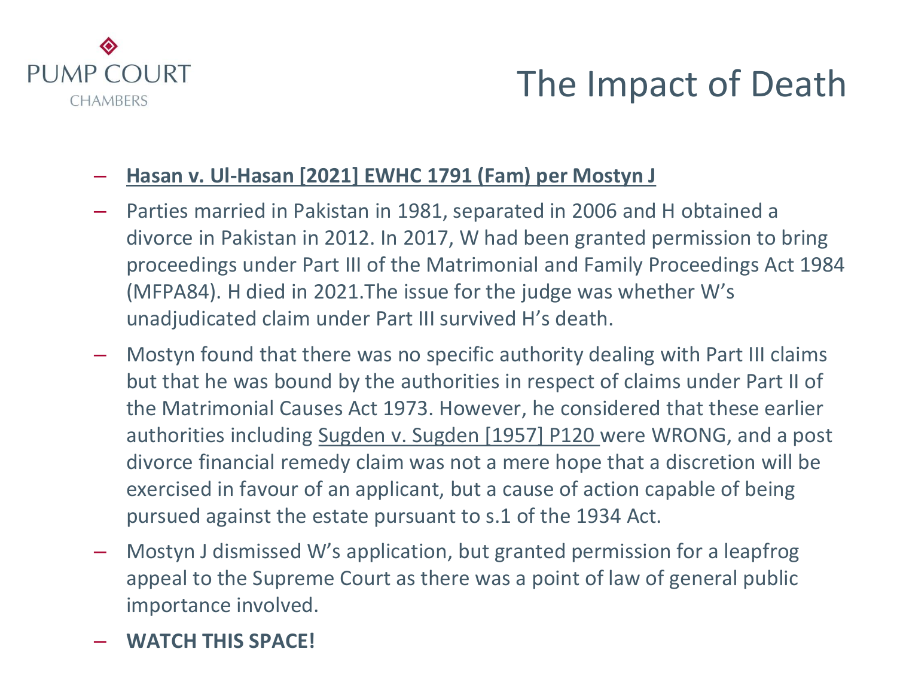PUMP COURT CHAMBERS

# The Impact of Death

- **Hasan v. Ul-Hasan [2021] EWHC 1791 (Fam) per Mostyn J**
- Parties married in Pakistan in 1981, separated in 2006 and H obtained a divorce in Pakistan in 2012. In 2017, W had been granted permission to bring proceedings under Part III of the Matrimonial and Family Proceedings Act 1984 (MFPA84). H died in 2021.The issue for the judge was whether W's unadjudicated claim under Part III survived H's death.
- Mostyn found that there was no specific authority dealing with Part III claims but that he was bound by the authorities in respect of claims under Part II of the Matrimonial Causes Act 1973. However, he considered that these earlier authorities including Sugden v. Sugden [1957] P120 were WRONG, and a post divorce financial remedy claim was not a mere hope that a discretion will be exercised in favour of an applicant, but a cause of action capable of being pursued against the estate pursuant to s.1 of the 1934 Act.
- Mostyn J dismissed W's application, but granted permission for a leapfrog appeal to the Supreme Court as there was a point of law of general public importance involved.
- **WATCH THIS SPACE!**